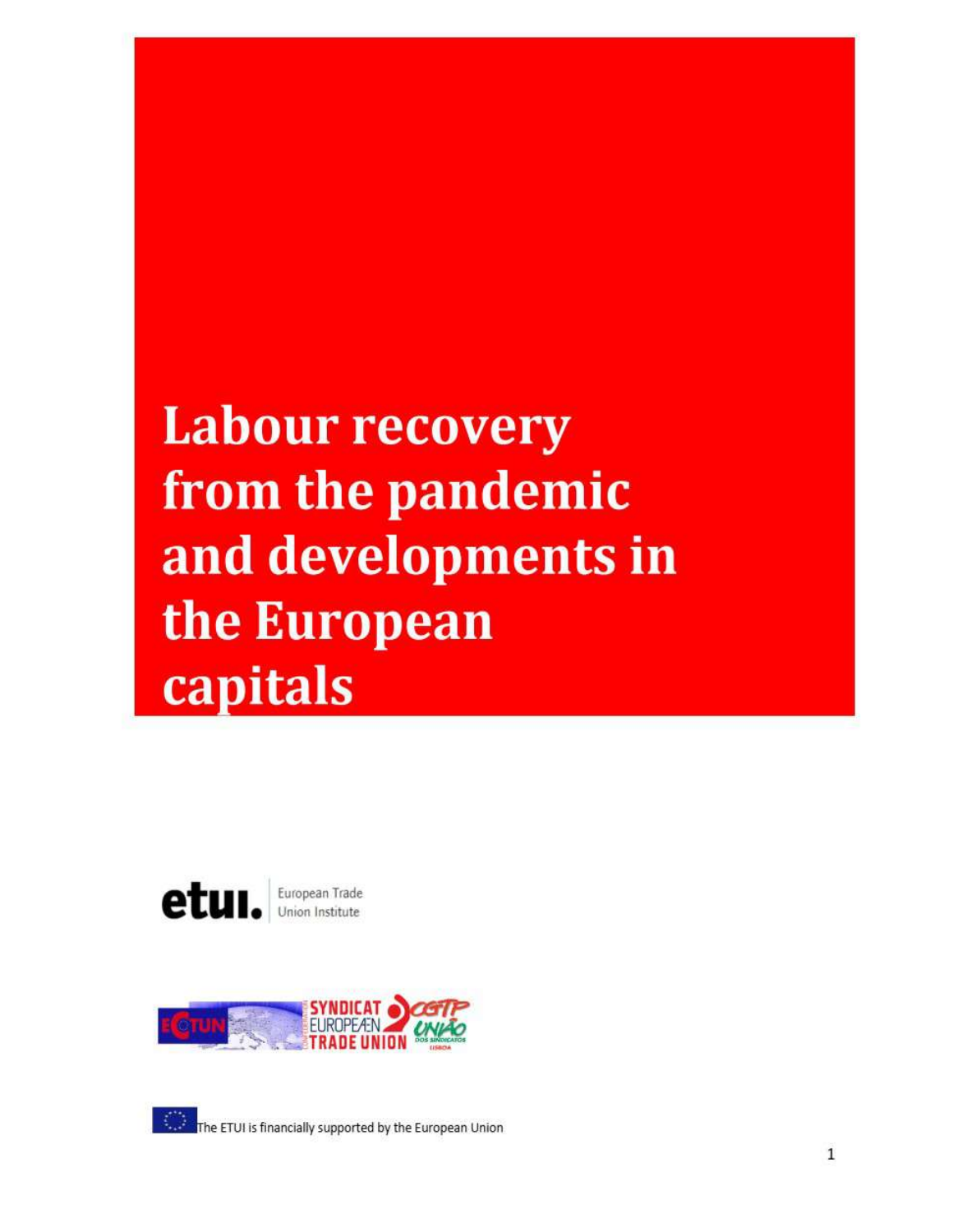# Labour recovery from the pandemic and developments in the European capitals

etui. European Trade Union Institute

ECTUN — SYNDICAT EUROPEÆN TRADE UNION — CGTP UNIÃO DOS SINDICATOS LISBOA

The ETUI is financially supported by the European Union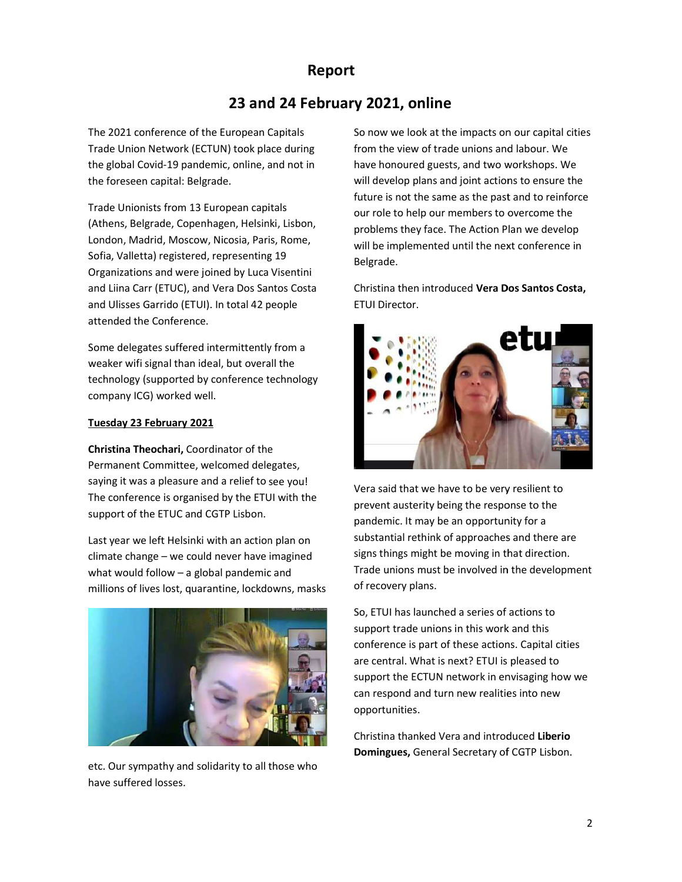# Report

## 23 and 24 February 2021, online

The 2021 conference of the European Capitals Trade Union Network (ECTUN) took place during the global Covid-19 pandemic, online, and not in the foreseen capital: Belgrade.

Trade Unionists from 13 European capitals (Athens, Belgrade, Copenhagen, Helsinki, Lisbon, London, Madrid, Moscow, Nicosia, Paris, Rome, Sofia, Valletta) registered, representing 19 Organizations and were joined by Luca Visentini and Liina Carr (ETUC), and Vera Dos Santos Costa and Ulisses Garrido (ETUI). In total 42 people attended the Conference.

Some delegates suffered intermittently from a weaker wifi signal than ideal, but overall the technology (supported by conference technology company ICG) worked well.

**Tuesday 23 February 2021**

**Christina Theochari,** Coordinator of the Permanent Committee, welcomed delegates, saying it was a pleasure and a relief to see you! The conference is organised by the ETUI with the support of the ETUC and CGTP Lisbon.

Last year we left Helsinki with an action plan on climate change – we could never have imagined what would follow – a global pandemic and millions of lives lost, quarantine, lockdowns, masks etc. Our sympathy and solidarity to all those who have suffered losses.

So now we look at the impacts on our capital cities from the view of trade unions and labour. We have honoured guests, and two workshops. We will develop plans and joint actions to ensure the future is not the same as the past and to reinforce our role to help our members to overcome the problems they face. The Action Plan we develop will be implemented until the next conference in Belgrade.

Christina then introduced **Vera Dos Santos Costa,** ETUI Director.

Vera said that we have to be very resilient to prevent austerity being the response to the pandemic. It may be an opportunity for a substantial rethink of approaches and there are signs things might be moving in that direction. Trade unions must be involved in the development of recovery plans.

So, ETUI has launched a series of actions to support trade unions in this work and this conference is part of these actions. Capital cities are central. What is next? ETUI is pleased to support the ECTUN network in envisaging how we can respond and turn new realities into new opportunities.

Christina thanked Vera and introduced **Liberio Domingues,** General Secretary of CGTP Lisbon.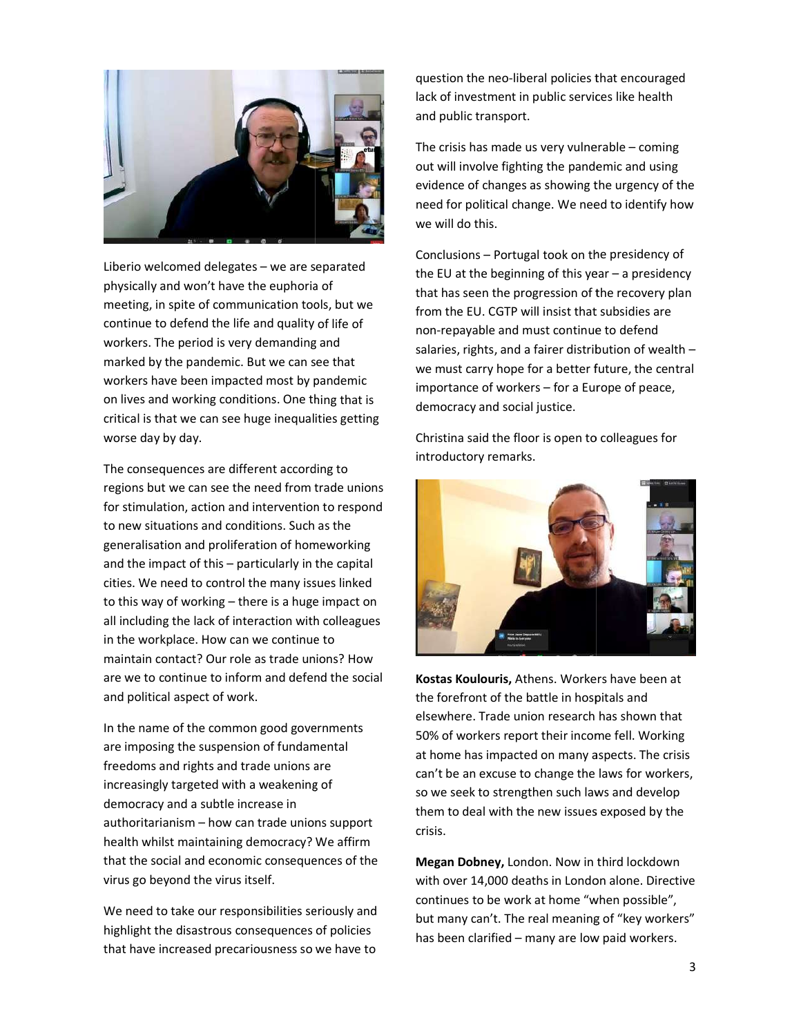Liberio welcomed delegates – we are separated physically and won't have the euphoria of meeting, in spite of communication tools, but we continue to defend the life and quality of life of workers. The period is very demanding and marked by the pandemic. But we can see that workers have been impacted most by pandemic on lives and working conditions. One thing that is critical is that we can see huge inequalities getting worse day by day.

The consequences are different according to regions but we can see the need from trade unions for stimulation, action and intervention to respond to new situations and conditions. Such as the generalisation and proliferation of homeworking and the impact of this – particularly in the capital cities. We need to control the many issues linked to this way of working – there is a huge impact on all including the lack of interaction with colleagues in the workplace. How can we continue to maintain contact? Our role as trade unions? How are we to continue to inform and defend the social and political aspect of work.

In the name of the common good governments are imposing the suspension of fundamental freedoms and rights and trade unions are increasingly targeted with a weakening of democracy and a subtle increase in authoritarianism – how can trade unions support health whilst maintaining democracy? We affirm that the social and economic consequences of the virus go beyond the virus itself.

We need to take our responsibilities seriously and highlight the disastrous consequences of policies that have increased precariousness so we have to question the neo-liberal policies that encouraged lack of investment in public services like health and public transport.

The crisis has made us very vulnerable – coming out will involve fighting the pandemic and using evidence of changes as showing the urgency of the need for political change. We need to identify how we will do this.

Conclusions – Portugal took on the presidency of the EU at the beginning of this year – a presidency that has seen the progression of the recovery plan from the EU. CGTP will insist that subsidies are non-repayable and must continue to defend salaries, rights, and a fairer distribution of wealth – we must carry hope for a better future, the central importance of workers – for a Europe of peace, democracy and social justice.

Christina said the floor is open to colleagues for introductory remarks.

**Kostas Koulouris,** Athens. Workers have been at the forefront of the battle in hospitals and elsewhere. Trade union research has shown that 50% of workers report their income fell. Working at home has impacted on many aspects. The crisis can't be an excuse to change the laws for workers, so we seek to strengthen such laws and develop them to deal with the new issues exposed by the crisis.

**Megan Dobney,** London. Now in third lockdown with over 14,000 deaths in London alone. Directive continues to be work at home "when possible", but many can't. The real meaning of "key workers" has been clarified – many are low paid workers.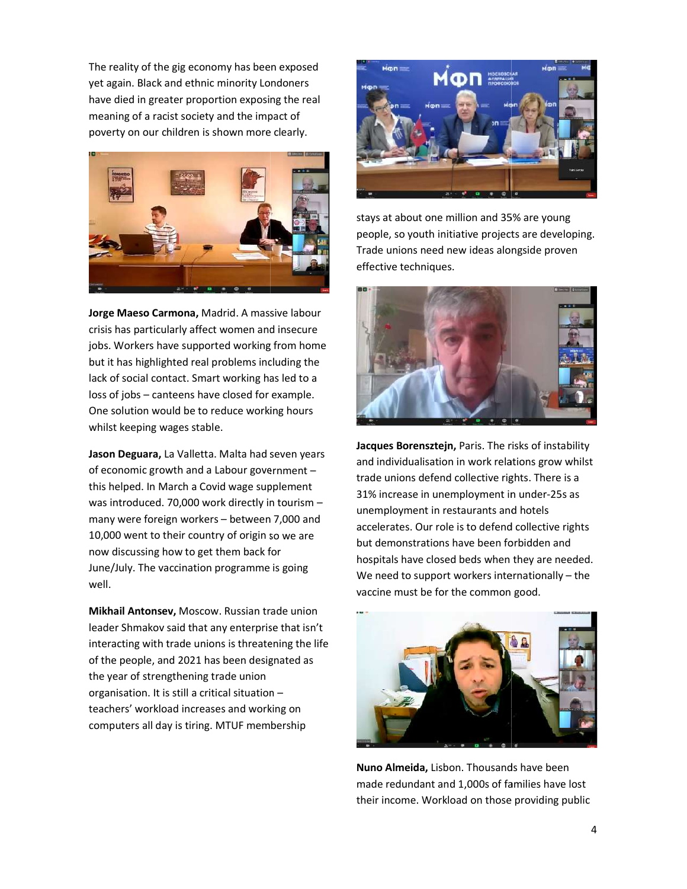The reality of the gig economy has been exposed yet again. Black and ethnic minority Londoners have died in greater proportion exposing the real meaning of a racist society and the impact of poverty on our children is shown more clearly.

**Jorge Maeso Carmona,** Madrid. A massive labour crisis has particularly affect women and insecure jobs. Workers have supported working from home but it has highlighted real problems including the lack of social contact. Smart working has led to a loss of jobs – canteens have closed for example. One solution would be to reduce working hours whilst keeping wages stable.

**Jason Deguara,** La Valletta. Malta had seven years of economic growth and a Labour government – this helped. In March a Covid wage supplement was introduced. 70,000 work directly in tourism – many were foreign workers – between 7,000 and 10,000 went to their country of origin so we are now discussing how to get them back for June/July. The vaccination programme is going well.

**Mikhail Antonsev,** Moscow. Russian trade union leader Shmakov said that any enterprise that isn't interacting with trade unions is threatening the life of the people, and 2021 has been designated as the year of strengthening trade union organisation. It is still a critical situation – teachers' workload increases and working on computers all day is tiring. MTUF membership stays at about one million and 35% are young people, so youth initiative projects are developing. Trade unions need new ideas alongside proven effective techniques.

**Jacques Borensztejn,** Paris. The risks of instability and individualisation in work relations grow whilst trade unions defend collective rights. There is a 31% increase in unemployment in under-25s as unemployment in restaurants and hotels accelerates. Our role is to defend collective rights but demonstrations have been forbidden and hospitals have closed beds when they are needed. We need to support workers internationally – the vaccine must be for the common good.

**Nuno Almeida,** Lisbon. Thousands have been made redundant and 1,000s of families have lost their income. Workload on those providing public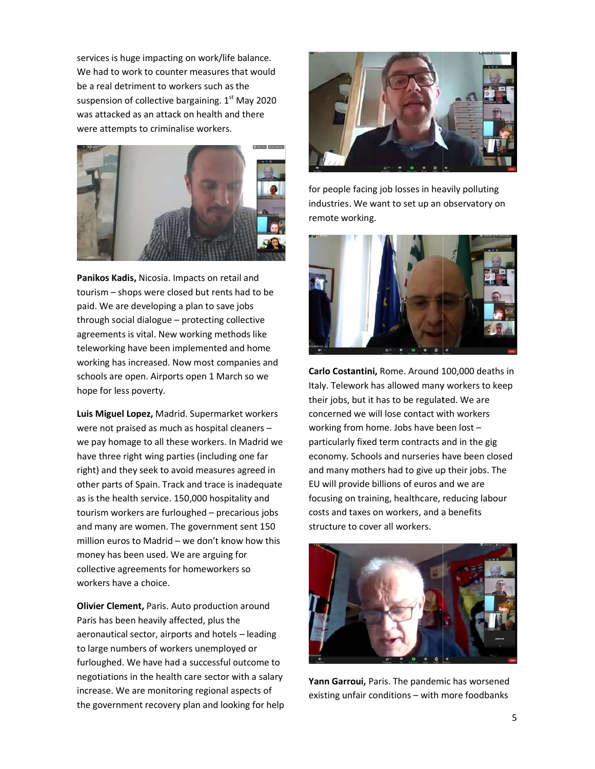services is huge impacting on work/life balance. We had to work to counter measures that would be a real detriment to workers such as the suspension of collective bargaining. 1st May 2020 was attacked as an attack on health and there were attempts to criminalise workers.

**Panikos Kadis,** Nicosia. Impacts on retail and tourism – shops were closed but rents had to be paid. We are developing a plan to save jobs through social dialogue – protecting collective agreements is vital. New working methods like teleworking have been implemented and home working has increased. Now most companies and schools are open. Airports open 1 March so we hope for less poverty.

**Luis Miguel Lopez,** Madrid. Supermarket workers were not praised as much as hospital cleaners – we pay homage to all these workers. In Madrid we have three right wing parties (including one far right) and they seek to avoid measures agreed in other parts of Spain. Track and trace is inadequate as is the health service. 150,000 hospitality and tourism workers are furloughed – precarious jobs and many are women. The government sent 150 million euros to Madrid – we don't know how this money has been used. We are arguing for collective agreements for homeworkers so workers have a choice.

**Olivier Clement,** Paris. Auto production around Paris has been heavily affected, plus the aeronautical sector, airports and hotels – leading to large numbers of workers unemployed or furloughed. We have had a successful outcome to negotiations in the health care sector with a salary increase. We are monitoring regional aspects of the government recovery plan and looking for help for people facing job losses in heavily polluting industries. We want to set up an observatory on remote working.

**Carlo Costantini,** Rome. Around 100,000 deaths in Italy. Telework has allowed many workers to keep their jobs, but it has to be regulated. We are concerned we will lose contact with workers working from home. Jobs have been lost – particularly fixed term contracts and in the gig economy. Schools and nurseries have been closed and many mothers had to give up their jobs. The EU will provide billions of euros and we are focusing on training, healthcare, reducing labour costs and taxes on workers, and a benefits structure to cover all workers.

**Yann Garroui,** Paris. The pandemic has worsened existing unfair conditions – with more foodbanks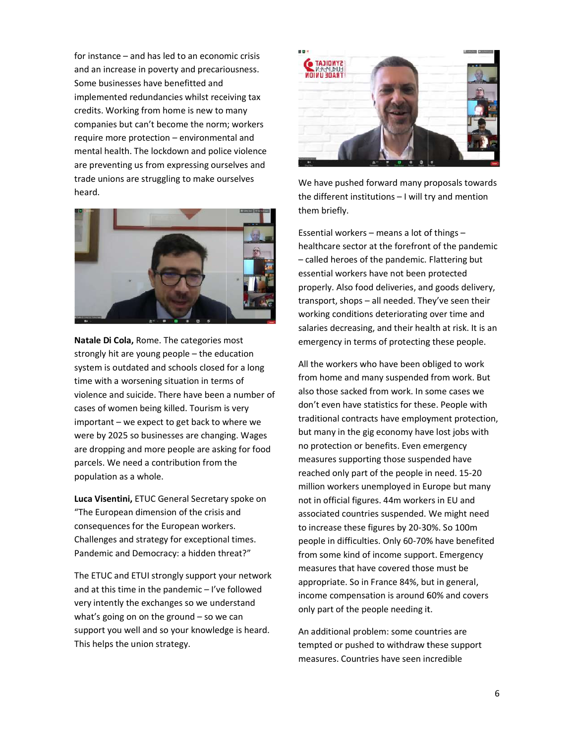for instance – and has led to an economic crisis and an increase in poverty and precariousness. Some businesses have benefitted and implemented redundancies whilst receiving tax credits. Working from home is new to many companies but can't become the norm; workers require more protection – environmental and mental health. The lockdown and police violence are preventing us from expressing ourselves and trade unions are struggling to make ourselves heard.

**Natale Di Cola,** Rome. The categories most strongly hit are young people – the education system is outdated and schools closed for a long time with a worsening situation in terms of violence and suicide. There have been a number of cases of women being killed. Tourism is very important – we expect to get back to where we were by 2025 so businesses are changing. Wages are dropping and more people are asking for food parcels. We need a contribution from the population as a whole.

**Luca Visentini,** ETUC General Secretary spoke on "The European dimension of the crisis and consequences for the European workers. Challenges and strategy for exceptional times. Pandemic and Democracy: a hidden threat?"

The ETUC and ETUI strongly support your network and at this time in the pandemic – I've followed very intently the exchanges so we understand what's going on on the ground – so we can support you well and so your knowledge is heard. This helps the union strategy.

We have pushed forward many proposals towards the different institutions – I will try and mention them briefly.

Essential workers – means a lot of things – healthcare sector at the forefront of the pandemic – called heroes of the pandemic. Flattering but essential workers have not been protected properly. Also food deliveries, and goods delivery, transport, shops – all needed. They've seen their working conditions deteriorating over time and salaries decreasing, and their health at risk. It is an emergency in terms of protecting these people.

All the workers who have been obliged to work from home and many suspended from work. But also those sacked from work. In some cases we don't even have statistics for these. People with traditional contracts have employment protection, but many in the gig economy have lost jobs with no protection or benefits. Even emergency measures supporting those suspended have reached only part of the people in need. 15-20 million workers unemployed in Europe but many not in official figures. 44m workers in EU and associated countries suspended. We might need to increase these figures by 20-30%. So 100m people in difficulties. Only 60-70% have benefited from some kind of income support. Emergency measures that have covered those must be appropriate. So in France 84%, but in general, income compensation is around 60% and covers only part of the people needing it.

An additional problem: some countries are tempted or pushed to withdraw these support measures. Countries have seen incredible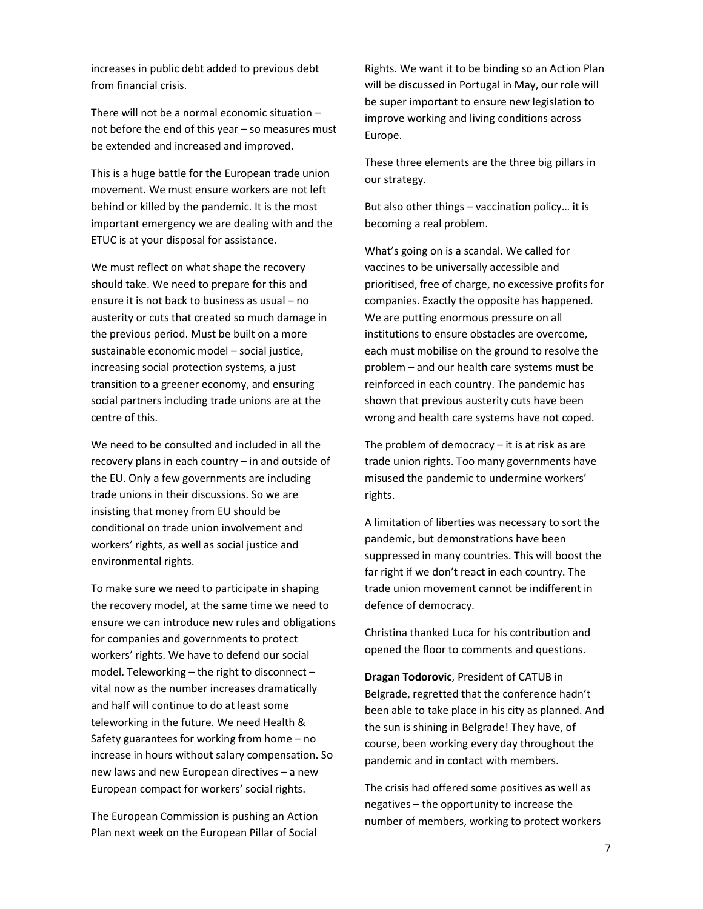increases in public debt added to previous debt from financial crisis.

There will not be a normal economic situation – not before the end of this year – so measures must be extended and increased and improved.

This is a huge battle for the European trade union movement. We must ensure workers are not left behind or killed by the pandemic. It is the most important emergency we are dealing with and the ETUC is at your disposal for assistance.

We must reflect on what shape the recovery should take. We need to prepare for this and ensure it is not back to business as usual – no austerity or cuts that created so much damage in the previous period. Must be built on a more sustainable economic model – social justice, increasing social protection systems, a just transition to a greener economy, and ensuring social partners including trade unions are at the centre of this.

We need to be consulted and included in all the recovery plans in each country – in and outside of the EU. Only a few governments are including trade unions in their discussions. So we are insisting that money from EU should be conditional on trade union involvement and workers' rights, as well as social justice and environmental rights.

To make sure we need to participate in shaping the recovery model, at the same time we need to ensure we can introduce new rules and obligations for companies and governments to protect workers' rights. We have to defend our social model. Teleworking – the right to disconnect – vital now as the number increases dramatically and half will continue to do at least some teleworking in the future. We need Health & Safety guarantees for working from home – no increase in hours without salary compensation. So new laws and new European directives – a new European compact for workers' social rights.

The European Commission is pushing an Action Plan next week on the European Pillar of Social Rights. We want it to be binding so an Action Plan will be discussed in Portugal in May, our role will be super important to ensure new legislation to improve working and living conditions across Europe.

These three elements are the three big pillars in our strategy.

But also other things – vaccination policy… it is becoming a real problem.

What's going on is a scandal. We called for vaccines to be universally accessible and prioritised, free of charge, no excessive profits for companies. Exactly the opposite has happened. We are putting enormous pressure on all institutions to ensure obstacles are overcome, each must mobilise on the ground to resolve the problem – and our health care systems must be reinforced in each country. The pandemic has shown that previous austerity cuts have been wrong and health care systems have not coped.

The problem of democracy – it is at risk as are trade union rights. Too many governments have misused the pandemic to undermine workers' rights.

A limitation of liberties was necessary to sort the pandemic, but demonstrations have been suppressed in many countries. This will boost the far right if we don't react in each country. The trade union movement cannot be indifferent in defence of democracy.

Christina thanked Luca for his contribution and opened the floor to comments and questions.

**Dragan Todorovic**, President of CATUB in Belgrade, regretted that the conference hadn't been able to take place in his city as planned. And the sun is shining in Belgrade! They have, of course, been working every day throughout the pandemic and in contact with members.

The crisis had offered some positives as well as negatives – the opportunity to increase the number of members, working to protect workers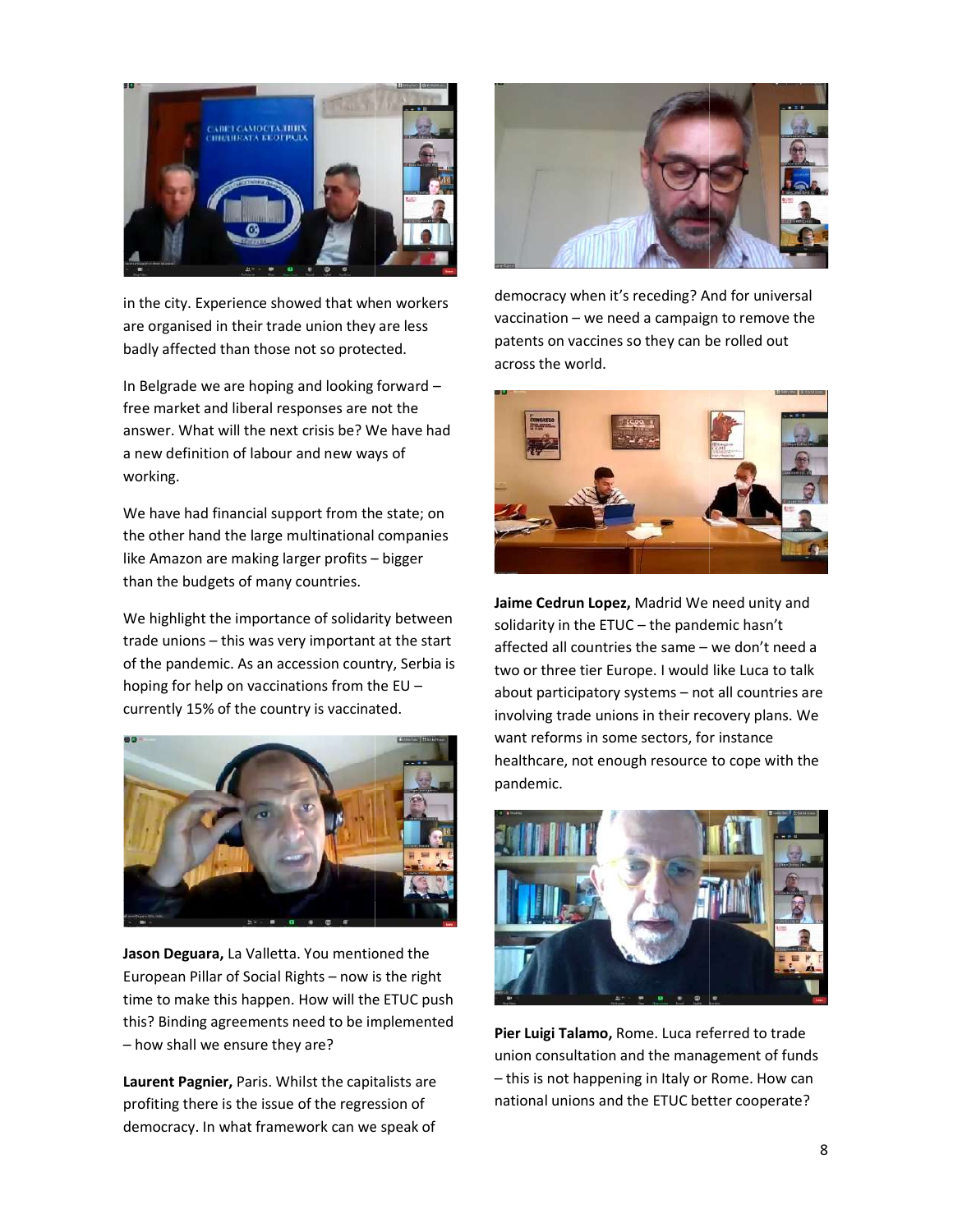in the city. Experience showed that when workers are organised in their trade union they are less badly affected than those not so protected.

In Belgrade we are hoping and looking forward – free market and liberal responses are not the answer. What will the next crisis be? We have had a new definition of labour and new ways of working.

We have had financial support from the state; on the other hand the large multinational companies like Amazon are making larger profits – bigger than the budgets of many countries.

We highlight the importance of solidarity between trade unions – this was very important at the start of the pandemic. As an accession country, Serbia is hoping for help on vaccinations from the EU – currently 15% of the country is vaccinated.

**Jason Deguara,** La Valletta. You mentioned the European Pillar of Social Rights – now is the right time to make this happen. How will the ETUC push this? Binding agreements need to be implemented – how shall we ensure they are?

**Laurent Pagnier,** Paris. Whilst the capitalists are profiting there is the issue of the regression of democracy. In what framework can we speak of democracy when it's receding? And for universal vaccination – we need a campaign to remove the patents on vaccines so they can be rolled out across the world.

**Jaime Cedrun Lopez,** Madrid We need unity and solidarity in the ETUC – the pandemic hasn't affected all countries the same – we don't need a two or three tier Europe. I would like Luca to talk about participatory systems – not all countries are involving trade unions in their recovery plans. We want reforms in some sectors, for instance healthcare, not enough resource to cope with the pandemic.

**Pier Luigi Talamo,** Rome. Luca referred to trade union consultation and the management of funds – this is not happening in Italy or Rome. How can national unions and the ETUC better cooperate?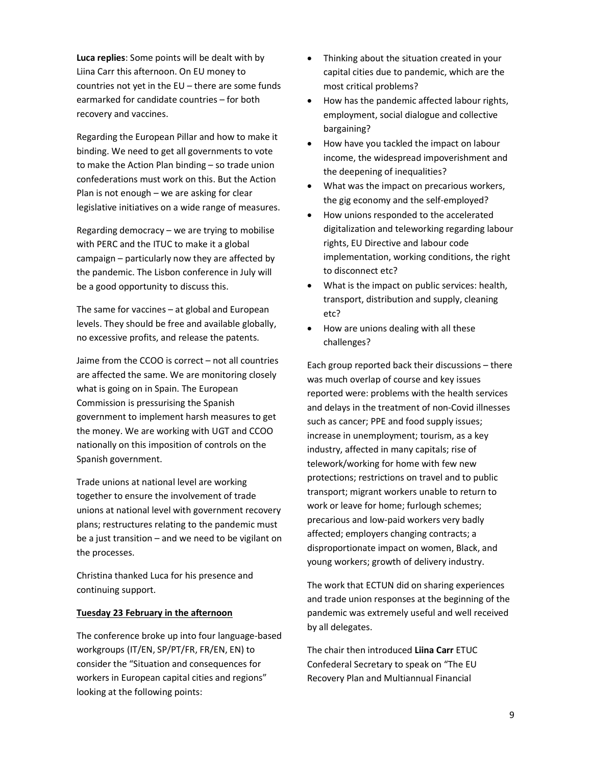**Luca replies**: Some points will be dealt with by Liina Carr this afternoon. On EU money to countries not yet in the EU – there are some funds earmarked for candidate countries – for both recovery and vaccines.

Regarding the European Pillar and how to make it binding. We need to get all governments to vote to make the Action Plan binding – so trade union confederations must work on this. But the Action Plan is not enough – we are asking for clear legislative initiatives on a wide range of measures.

Regarding democracy – we are trying to mobilise with PERC and the ITUC to make it a global campaign – particularly now they are affected by the pandemic. The Lisbon conference in July will be a good opportunity to discuss this.

The same for vaccines – at global and European levels. They should be free and available globally, no excessive profits, and release the patents.

Jaime from the CCOO is correct – not all countries are affected the same. We are monitoring closely what is going on in Spain. The European Commission is pressurising the Spanish government to implement harsh measures to get the money. We are working with UGT and CCOO nationally on this imposition of controls on the Spanish government.

Trade unions at national level are working together to ensure the involvement of trade unions at national level with government recovery plans; restructures relating to the pandemic must be a just transition – and we need to be vigilant on the processes.

Christina thanked Luca for his presence and continuing support.

**Tuesday 23 February in the afternoon**

The conference broke up into four language-based workgroups (IT/EN, SP/PT/FR, FR/EN, EN) to consider the "Situation and consequences for workers in European capital cities and regions" looking at the following points:

- Thinking about the situation created in your capital cities due to pandemic, which are the most critical problems?
- How has the pandemic affected labour rights, employment, social dialogue and collective bargaining?
- How have you tackled the impact on labour income, the widespread impoverishment and the deepening of inequalities?
- What was the impact on precarious workers, the gig economy and the self-employed?
- How unions responded to the accelerated digitalization and teleworking regarding labour rights, EU Directive and labour code implementation, working conditions, the right to disconnect etc?
- What is the impact on public services: health, transport, distribution and supply, cleaning etc?
- How are unions dealing with all these challenges?

Each group reported back their discussions – there was much overlap of course and key issues reported were: problems with the health services and delays in the treatment of non-Covid illnesses such as cancer; PPE and food supply issues; increase in unemployment; tourism, as a key industry, affected in many capitals; rise of telework/working for home with few new protections; restrictions on travel and to public transport; migrant workers unable to return to work or leave for home; furlough schemes; precarious and low-paid workers very badly affected; employers changing contracts; a disproportionate impact on women, Black, and young workers; growth of delivery industry.

The work that ECTUN did on sharing experiences and trade union responses at the beginning of the pandemic was extremely useful and well received by all delegates.

The chair then introduced **Liina Carr** ETUC Confederal Secretary to speak on "The EU Recovery Plan and Multiannual Financial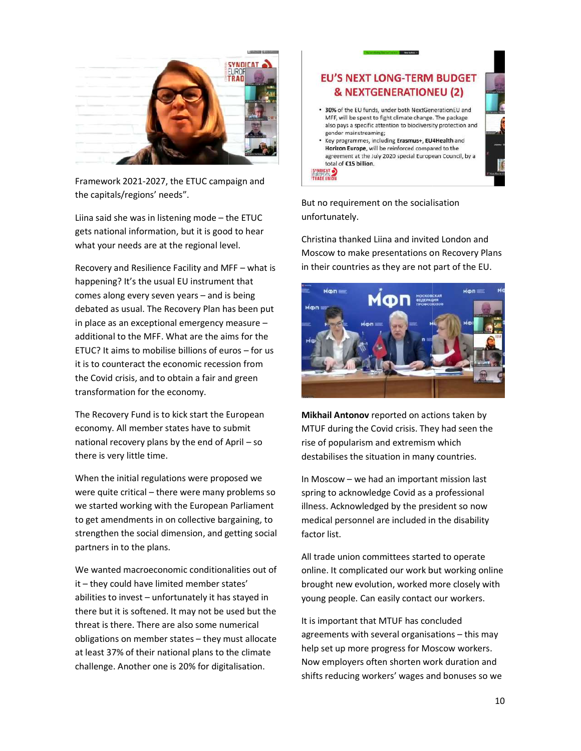Framework 2021-2027, the ETUC campaign and the capitals/regions' needs".

Liina said she was in listening mode – the ETUC gets national information, but it is good to hear what your needs are at the regional level.

Recovery and Resilience Facility and MFF – what is happening? It's the usual EU instrument that comes along every seven years – and is being debated as usual. The Recovery Plan has been put in place as an exceptional emergency measure – additional to the MFF. What are the aims for the ETUC? It aims to mobilise billions of euros – for us it is to counteract the economic recession from the Covid crisis, and to obtain a fair and green transformation for the economy.

The Recovery Fund is to kick start the European economy. All member states have to submit national recovery plans by the end of April – so there is very little time.

When the initial regulations were proposed we were quite critical – there were many problems so we started working with the European Parliament to get amendments in on collective bargaining, to strengthen the social dimension, and getting social partners in to the plans.

We wanted macroeconomic conditionalities out of it – they could have limited member states' abilities to invest – unfortunately it has stayed in there but it is softened. It may not be used but the threat is there. There are also some numerical obligations on member states – they must allocate at least 37% of their national plans to the climate challenge. Another one is 20% for digitalisation.

But no requirement on the socialisation unfortunately.

Christina thanked Liina and invited London and Moscow to make presentations on Recovery Plans in their countries as they are not part of the EU.

**Mikhail Antonov** reported on actions taken by MTUF during the Covid crisis. They had seen the rise of popularism and extremism which destabilises the situation in many countries.

In Moscow – we had an important mission last spring to acknowledge Covid as a professional illness. Acknowledged by the president so now medical personnel are included in the disability factor list.

All trade union committees started to operate online. It complicated our work but working online brought new evolution, worked more closely with young people. Can easily contact our workers.

It is important that MTUF has concluded agreements with several organisations – this may help set up more progress for Moscow workers. Now employers often shorten work duration and shifts reducing workers' wages and bonuses so we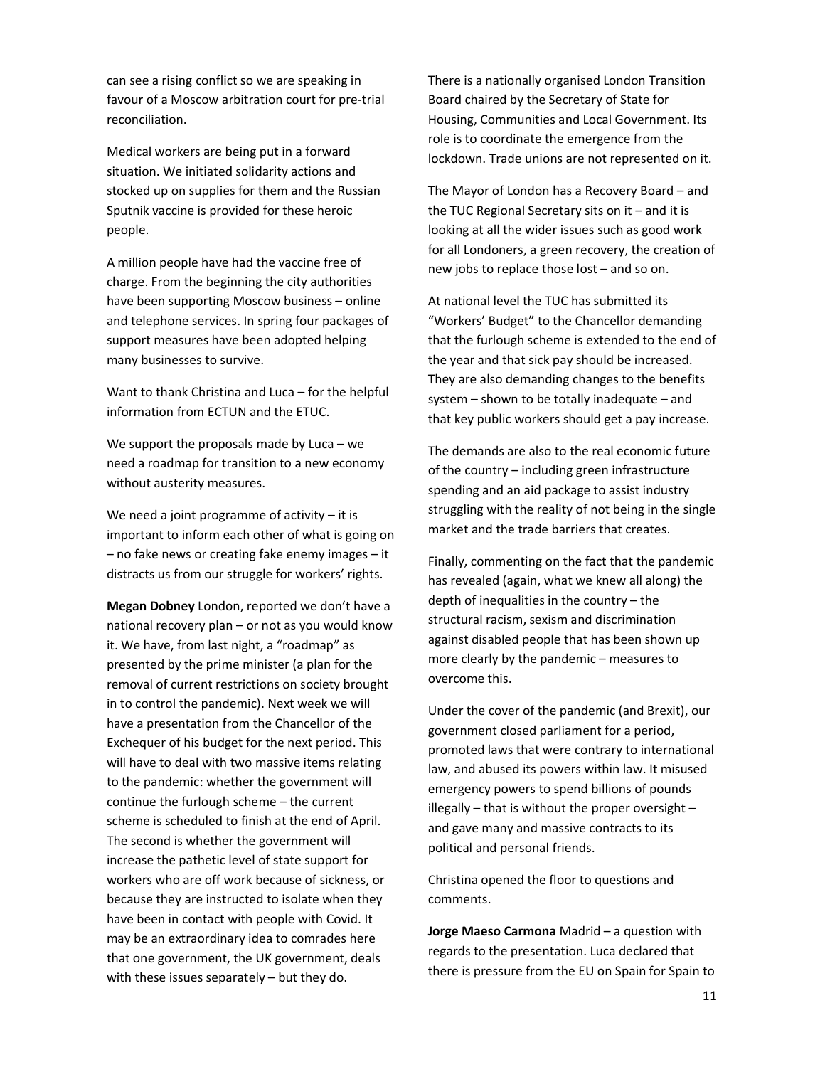can see a rising conflict so we are speaking in favour of a Moscow arbitration court for pre-trial reconciliation.

Medical workers are being put in a forward situation. We initiated solidarity actions and stocked up on supplies for them and the Russian Sputnik vaccine is provided for these heroic people.

A million people have had the vaccine free of charge. From the beginning the city authorities have been supporting Moscow business – online and telephone services. In spring four packages of support measures have been adopted helping many businesses to survive.

Want to thank Christina and Luca – for the helpful information from ECTUN and the ETUC.

We support the proposals made by Luca – we need a roadmap for transition to a new economy without austerity measures.

We need a joint programme of activity – it is important to inform each other of what is going on – no fake news or creating fake enemy images – it distracts us from our struggle for workers' rights.

**Megan Dobney** London, reported we don't have a national recovery plan – or not as you would know it. We have, from last night, a "roadmap" as presented by the prime minister (a plan for the removal of current restrictions on society brought in to control the pandemic). Next week we will have a presentation from the Chancellor of the Exchequer of his budget for the next period. This will have to deal with two massive items relating to the pandemic: whether the government will continue the furlough scheme – the current scheme is scheduled to finish at the end of April. The second is whether the government will increase the pathetic level of state support for workers who are off work because of sickness, or because they are instructed to isolate when they have been in contact with people with Covid. It may be an extraordinary idea to comrades here that one government, the UK government, deals with these issues separately – but they do.

There is a nationally organised London Transition Board chaired by the Secretary of State for Housing, Communities and Local Government. Its role is to coordinate the emergence from the lockdown. Trade unions are not represented on it.

The Mayor of London has a Recovery Board – and the TUC Regional Secretary sits on it – and it is looking at all the wider issues such as good work for all Londoners, a green recovery, the creation of new jobs to replace those lost – and so on.

At national level the TUC has submitted its "Workers' Budget" to the Chancellor demanding that the furlough scheme is extended to the end of the year and that sick pay should be increased. They are also demanding changes to the benefits system – shown to be totally inadequate – and that key public workers should get a pay increase.

The demands are also to the real economic future of the country – including green infrastructure spending and an aid package to assist industry struggling with the reality of not being in the single market and the trade barriers that creates.

Finally, commenting on the fact that the pandemic has revealed (again, what we knew all along) the depth of inequalities in the country – the structural racism, sexism and discrimination against disabled people that has been shown up more clearly by the pandemic – measures to overcome this.

Under the cover of the pandemic (and Brexit), our government closed parliament for a period, promoted laws that were contrary to international law, and abused its powers within law. It misused emergency powers to spend billions of pounds illegally – that is without the proper oversight – and gave many and massive contracts to its political and personal friends.

Christina opened the floor to questions and comments.

**Jorge Maeso Carmona** Madrid – a question with regards to the presentation. Luca declared that there is pressure from the EU on Spain for Spain to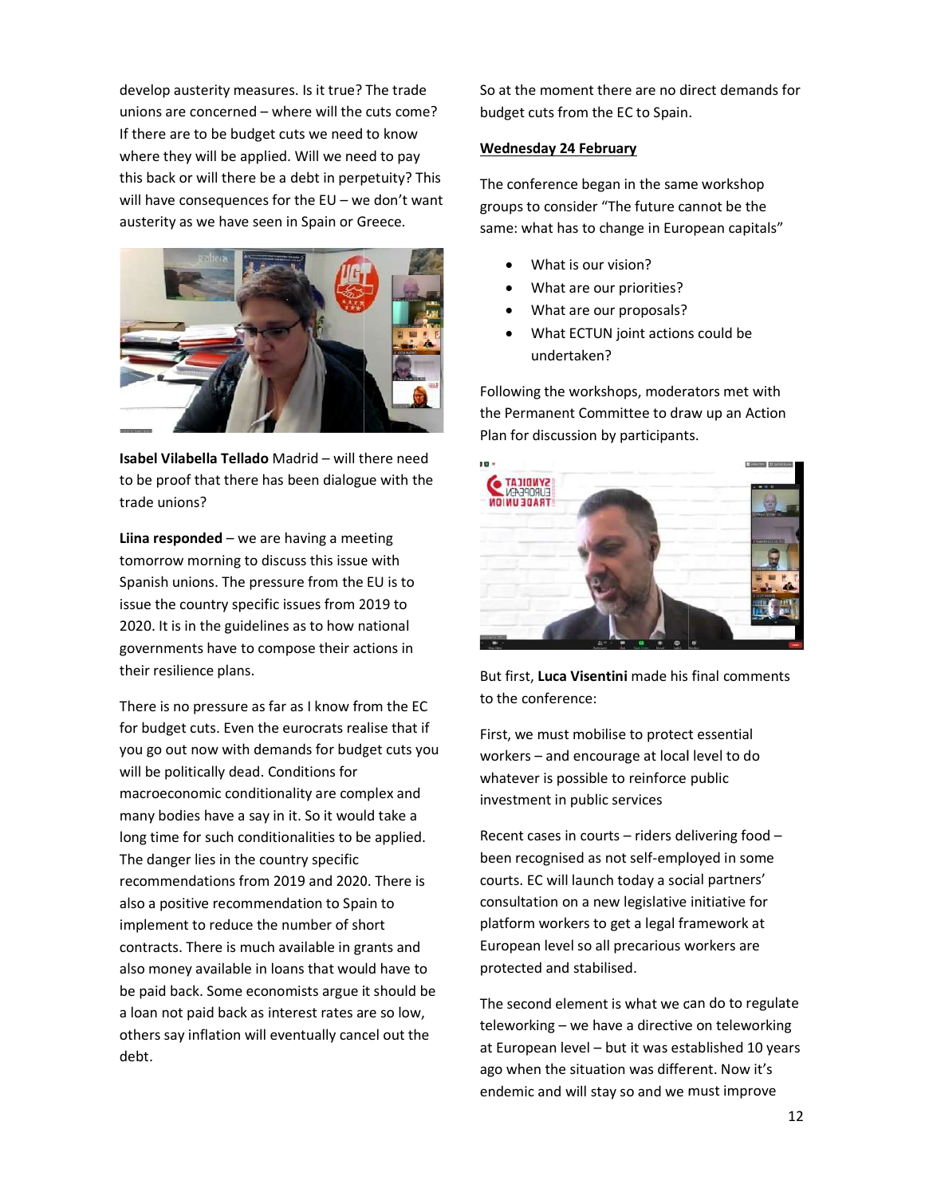develop austerity measures. Is it true? The trade unions are concerned – where will the cuts come? If there are to be budget cuts we need to know where they will be applied. Will we need to pay this back or will there be a debt in perpetuity? This will have consequences for the EU – we don't want austerity as we have seen in Spain or Greece.

**Isabel Vilabella Tellado** Madrid – will there need to be proof that there has been dialogue with the trade unions?

**Liina responded** – we are having a meeting tomorrow morning to discuss this issue with Spanish unions. The pressure from the EU is to issue the country specific issues from 2019 to 2020. It is in the guidelines as to how national governments have to compose their actions in their resilience plans.

There is no pressure as far as I know from the EC for budget cuts. Even the eurocrats realise that if you go out now with demands for budget cuts you will be politically dead. Conditions for macroeconomic conditionality are complex and many bodies have a say in it. So it would take a long time for such conditionalities to be applied. The danger lies in the country specific recommendations from 2019 and 2020. There is also a positive recommendation to Spain to implement to reduce the number of short contracts. There is much available in grants and also money available in loans that would have to be paid back. Some economists argue it should be a loan not paid back as interest rates are so low, others say inflation will eventually cancel out the debt.

So at the moment there are no direct demands for budget cuts from the EC to Spain.

**Wednesday 24 February**

The conference began in the same workshop groups to consider "The future cannot be the same: what has to change in European capitals"

- What is our vision?
- What are our priorities?
- What are our proposals?
- What ECTUN joint actions could be undertaken?

Following the workshops, moderators met with the Permanent Committee to draw up an Action Plan for discussion by participants.

But first, **Luca Visentini** made his final comments to the conference:

First, we must mobilise to protect essential workers – and encourage at local level to do whatever is possible to reinforce public investment in public services

Recent cases in courts – riders delivering food – been recognised as not self-employed in some courts. EC will launch today a social partners' consultation on a new legislative initiative for platform workers to get a legal framework at European level so all precarious workers are protected and stabilised.

The second element is what we can do to regulate teleworking – we have a directive on teleworking at European level – but it was established 10 years ago when the situation was different. Now it's endemic and will stay so and we must improve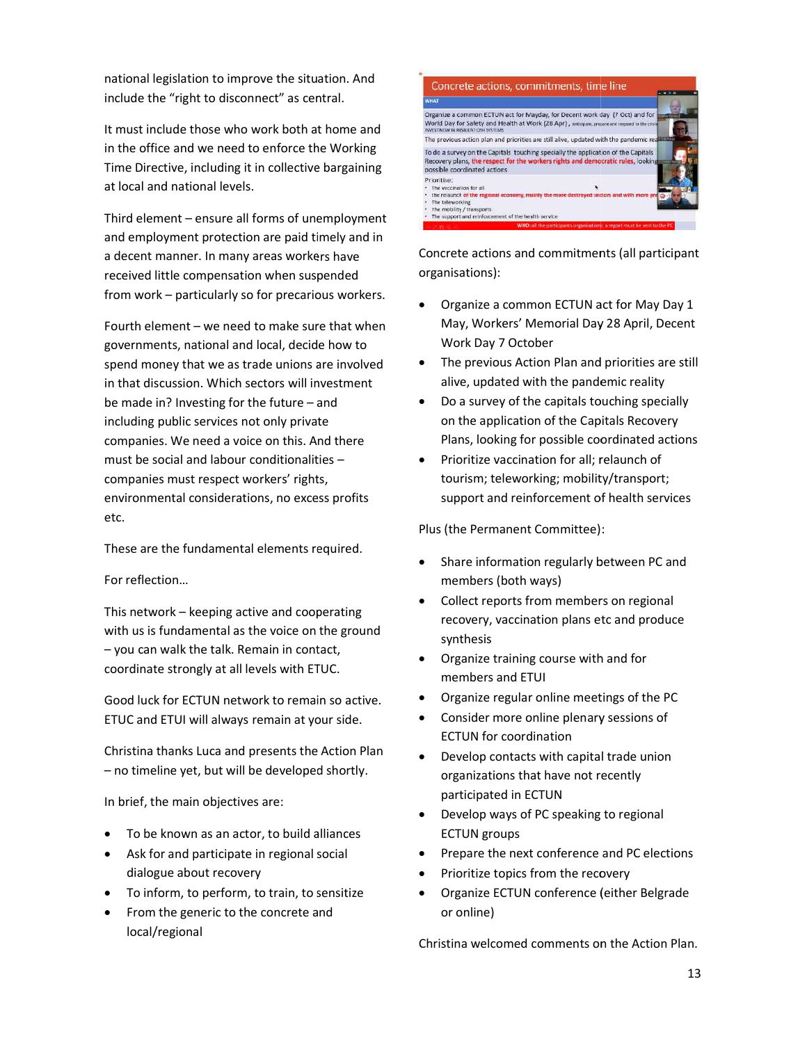national legislation to improve the situation. And include the "right to disconnect" as central.

It must include those who work both at home and in the office and we need to enforce the Working Time Directive, including it in collective bargaining at local and national levels.

Third element – ensure all forms of unemployment and employment protection are paid timely and in a decent manner. In many areas workers have received little compensation when suspended from work – particularly so for precarious workers.

Fourth element – we need to make sure that when governments, national and local, decide how to spend money that we as trade unions are involved in that discussion. Which sectors will investment be made in? Investing for the future – and including public services not only private companies. We need a voice on this. And there must be social and labour conditionalities – companies must respect workers' rights, environmental considerations, no excess profits etc.

These are the fundamental elements required.

For reflection…

This network – keeping active and cooperating with us is fundamental as the voice on the ground – you can walk the talk. Remain in contact, coordinate strongly at all levels with ETUC.

Good luck for ECTUN network to remain so active. ETUC and ETUI will always remain at your side.

Christina thanks Luca and presents the Action Plan – no timeline yet, but will be developed shortly.

In brief, the main objectives are:

- To be known as an actor, to build alliances
- Ask for and participate in regional social dialogue about recovery
- To inform, to perform, to train, to sensitize
- From the generic to the concrete and local/regional

Concrete actions and commitments (all participant organisations):

- Organize a common ECTUN act for May Day 1 May, Workers' Memorial Day 28 April, Decent Work Day 7 October
- The previous Action Plan and priorities are still alive, updated with the pandemic reality
- Do a survey of the capitals touching specially on the application of the Capitals Recovery Plans, looking for possible coordinated actions
- Prioritize vaccination for all; relaunch of tourism; teleworking; mobility/transport; support and reinforcement of health services

Plus (the Permanent Committee):

- Share information regularly between PC and members (both ways)
- Collect reports from members on regional recovery, vaccination plans etc and produce synthesis
- Organize training course with and for members and ETUI
- Organize regular online meetings of the PC
- Consider more online plenary sessions of ECTUN for coordination
- Develop contacts with capital trade union organizations that have not recently participated in ECTUN
- Develop ways of PC speaking to regional ECTUN groups
- Prepare the next conference and PC elections
- Prioritize topics from the recovery
- Organize ECTUN conference (either Belgrade or online)

Christina welcomed comments on the Action Plan.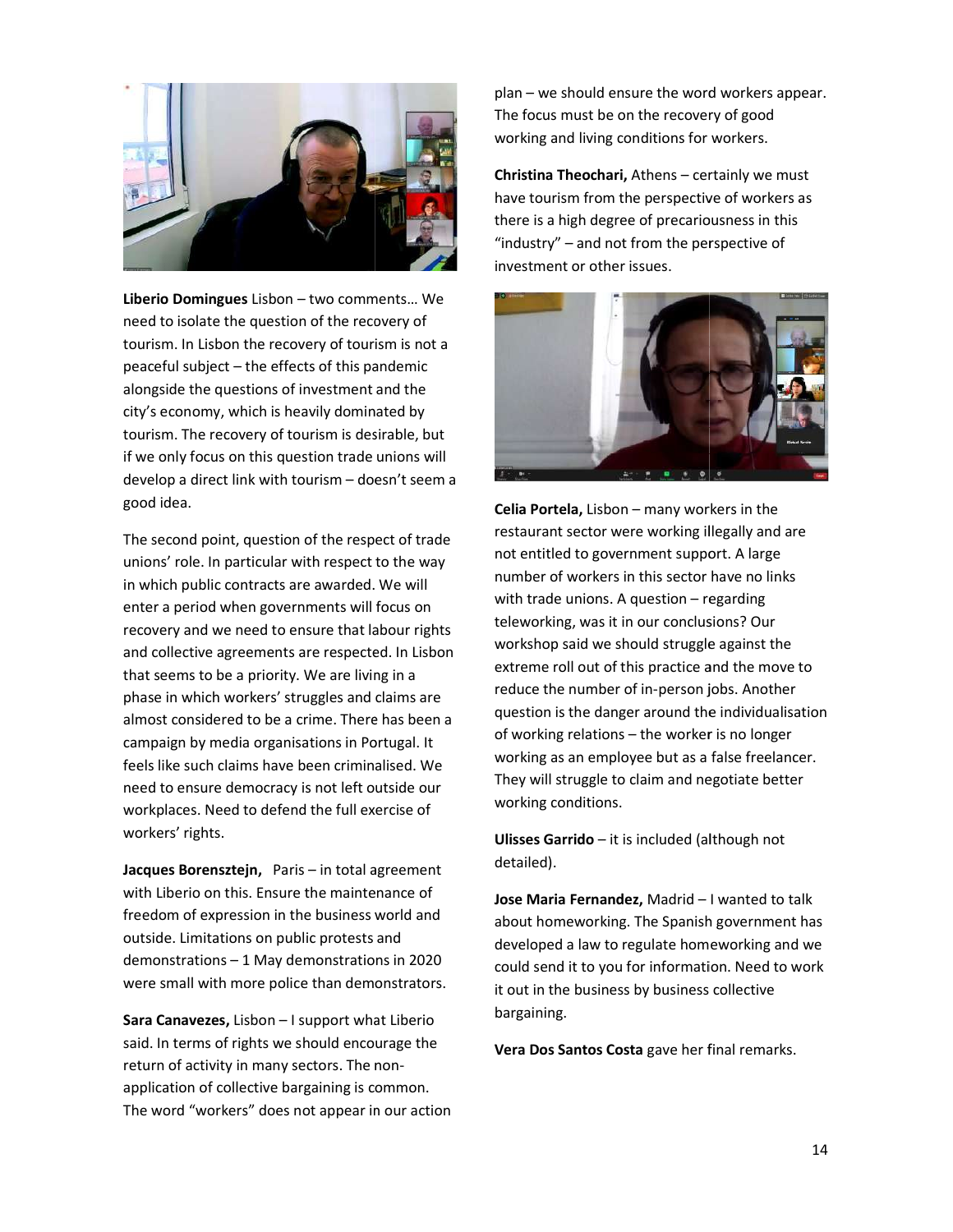**Liberio Domingues** Lisbon – two comments… We need to isolate the question of the recovery of tourism. In Lisbon the recovery of tourism is not a peaceful subject – the effects of this pandemic alongside the questions of investment and the city's economy, which is heavily dominated by tourism. The recovery of tourism is desirable, but if we only focus on this question trade unions will develop a direct link with tourism – doesn't seem a good idea.

The second point, question of the respect of trade unions' role. In particular with respect to the way in which public contracts are awarded. We will enter a period when governments will focus on recovery and we need to ensure that labour rights and collective agreements are respected. In Lisbon that seems to be a priority. We are living in a phase in which workers' struggles and claims are almost considered to be a crime. There has been a campaign by media organisations in Portugal. It feels like such claims have been criminalised. We need to ensure democracy is not left outside our workplaces. Need to defend the full exercise of workers' rights.

**Jacques Borensztejn,** Paris – in total agreement with Liberio on this. Ensure the maintenance of freedom of expression in the business world and outside. Limitations on public protests and demonstrations – 1 May demonstrations in 2020 were small with more police than demonstrators.

**Sara Canavezes,** Lisbon – I support what Liberio said. In terms of rights we should encourage the return of activity in many sectors. The non-application of collective bargaining is common. The word "workers" does not appear in our action plan – we should ensure the word workers appear. The focus must be on the recovery of good working and living conditions for workers.

**Christina Theochari,** Athens – certainly we must have tourism from the perspective of workers as there is a high degree of precariousness in this "industry" – and not from the perspective of investment or other issues.

**Celia Portela,** Lisbon – many workers in the restaurant sector were working illegally and are not entitled to government support. A large number of workers in this sector have no links with trade unions. A question – regarding teleworking, was it in our conclusions? Our workshop said we should struggle against the extreme roll out of this practice and the move to reduce the number of in-person jobs. Another question is the danger around the individualisation of working relations – the worker is no longer working as an employee but as a false freelancer. They will struggle to claim and negotiate better working conditions.

**Ulisses Garrido** – it is included (although not detailed).

**Jose Maria Fernandez,** Madrid – I wanted to talk about homeworking. The Spanish government has developed a law to regulate homeworking and we could send it to you for information. Need to work it out in the business by business collective bargaining.

**Vera Dos Santos Costa** gave her final remarks.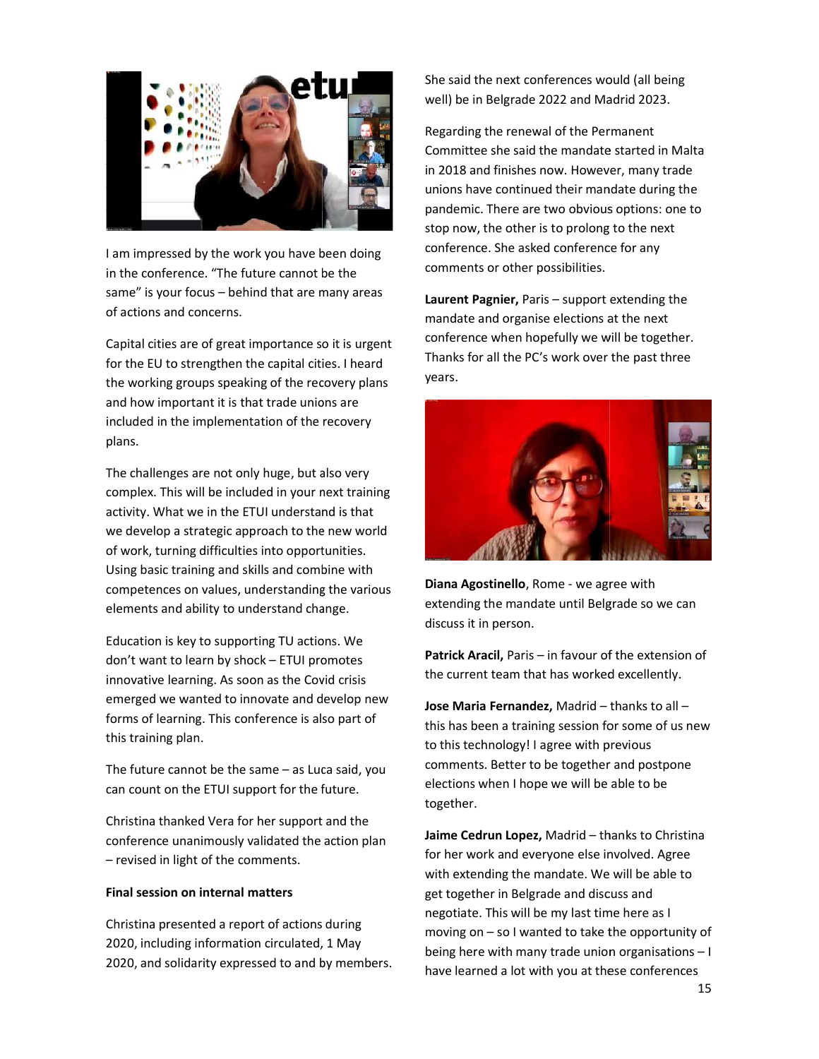I am impressed by the work you have been doing in the conference. "The future cannot be the same" is your focus – behind that are many areas of actions and concerns.

Capital cities are of great importance so it is urgent for the EU to strengthen the capital cities. I heard the working groups speaking of the recovery plans and how important it is that trade unions are included in the implementation of the recovery plans.

The challenges are not only huge, but also very complex. This will be included in your next training activity. What we in the ETUI understand is that we develop a strategic approach to the new world of work, turning difficulties into opportunities. Using basic training and skills and combine with competences on values, understanding the various elements and ability to understand change.

Education is key to supporting TU actions. We don't want to learn by shock – ETUI promotes innovative learning. As soon as the Covid crisis emerged we wanted to innovate and develop new forms of learning. This conference is also part of this training plan.

The future cannot be the same – as Luca said, you can count on the ETUI support for the future.

Christina thanked Vera for her support and the conference unanimously validated the action plan – revised in light of the comments.

**Final session on internal matters**

Christina presented a report of actions during 2020, including information circulated, 1 May 2020, and solidarity expressed to and by members.

She said the next conferences would (all being well) be in Belgrade 2022 and Madrid 2023.

Regarding the renewal of the Permanent Committee she said the mandate started in Malta in 2018 and finishes now. However, many trade unions have continued their mandate during the pandemic. There are two obvious options: one to stop now, the other is to prolong to the next conference. She asked conference for any comments or other possibilities.

**Laurent Pagnier,** Paris – support extending the mandate and organise elections at the next conference when hopefully we will be together. Thanks for all the PC's work over the past three years.

**Diana Agostinello**, Rome - we agree with extending the mandate until Belgrade so we can discuss it in person.

**Patrick Aracil,** Paris – in favour of the extension of the current team that has worked excellently.

**Jose Maria Fernandez,** Madrid – thanks to all – this has been a training session for some of us new to this technology! I agree with previous comments. Better to be together and postpone elections when I hope we will be able to be together.

**Jaime Cedrun Lopez,** Madrid – thanks to Christina for her work and everyone else involved. Agree with extending the mandate. We will be able to get together in Belgrade and discuss and negotiate. This will be my last time here as I moving on – so I wanted to take the opportunity of being here with many trade union organisations – I have learned a lot with you at these conferences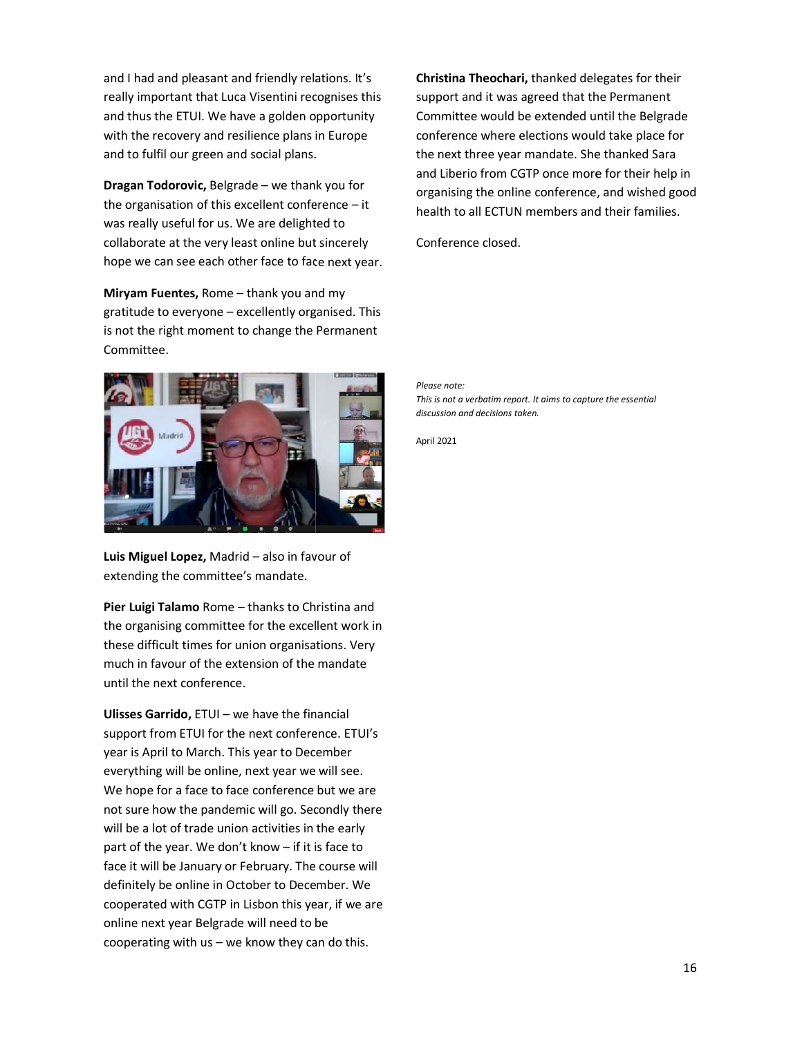and I had and pleasant and friendly relations. It's really important that Luca Visentini recognises this and thus the ETUI. We have a golden opportunity with the recovery and resilience plans in Europe and to fulfil our green and social plans.

**Dragan Todorovic,** Belgrade – we thank you for the organisation of this excellent conference – it was really useful for us. We are delighted to collaborate at the very least online but sincerely hope we can see each other face to face next year.

**Miryam Fuentes,** Rome – thank you and my gratitude to everyone – excellently organised. This is not the right moment to change the Permanent Committee.

**Luis Miguel Lopez,** Madrid – also in favour of extending the committee's mandate.

**Pier Luigi Talamo** Rome – thanks to Christina and the organising committee for the excellent work in these difficult times for union organisations. Very much in favour of the extension of the mandate until the next conference.

**Ulisses Garrido,** ETUI – we have the financial support from ETUI for the next conference. ETUI's year is April to March. This year to December everything will be online, next year we will see. We hope for a face to face conference but we are not sure how the pandemic will go. Secondly there will be a lot of trade union activities in the early part of the year. We don't know – if it is face to face it will be January or February. The course will definitely be online in October to December. We cooperated with CGTP in Lisbon this year, if we are online next year Belgrade will need to be cooperating with us – we know they can do this.

**Christina Theochari,** thanked delegates for their support and it was agreed that the Permanent Committee would be extended until the Belgrade conference where elections would take place for the next three year mandate. She thanked Sara and Liberio from CGTP once more for their help in organising the online conference, and wished good health to all ECTUN members and their families.

Conference closed.

*Please note:*
*This is not a verbatim report. It aims to capture the essential discussion and decisions taken.*

April 2021